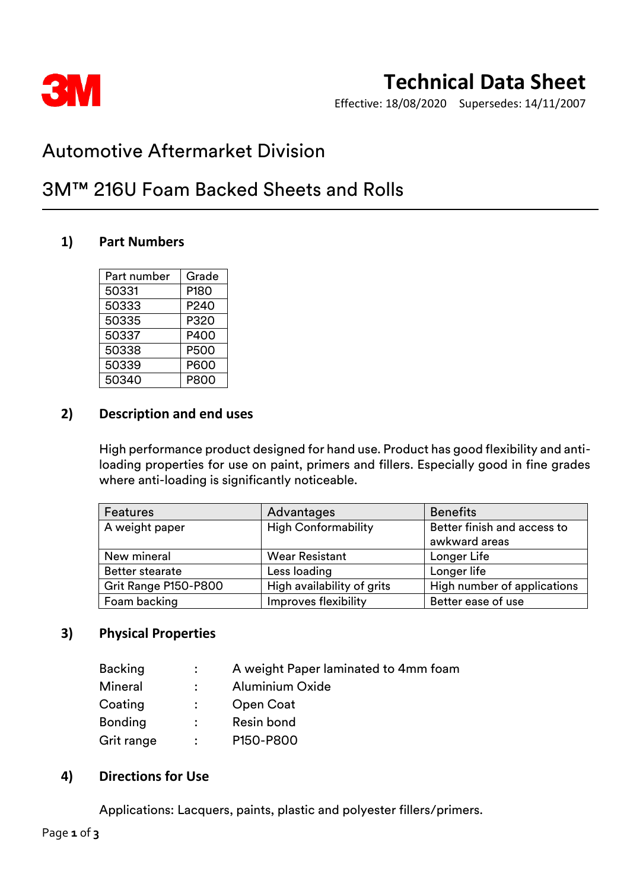3M

# Technical Data Sheet

Effective: 18/08/2020 Supersedes: 14/11/2007

## Automotive Aftermarket Division

## 3M™ 216U Foam Backed Sheets and Rolls

### 1) Part Numbers

| Part number | Grade |
|---|---|
| 50331 | P180 |
| 50333 | P240 |
| 50335 | P320 |
| 50337 | P400 |
| 50338 | P500 |
| 50339 | P600 |
| 50340 | P800 |

### 2) Description and end uses

High performance product designed for hand use. Product has good flexibility and anti-loading properties for use on paint, primers and fillers. Especially good in fine grades where anti-loading is significantly noticeable.

| Features | Advantages | Benefits |
|---|---|---|
| A weight paper | High Conformability | Better finish and access to awkward areas |
| New mineral | Wear Resistant | Longer Life |
| Better stearate | Less loading | Longer life |
| Grit Range P150-P800 | High availability of grits | High number of applications |
| Foam backing | Improves flexibility | Better ease of use |

### 3) Physical Properties

| | | |
|---|---|---|
| Backing | : | A weight Paper laminated to 4mm foam |
| Mineral | : | Aluminium Oxide |
| Coating | : | Open Coat |
| Bonding | : | Resin bond |
| Grit range | : | P150-P800 |

### 4) Directions for Use

Applications: Lacquers, paints, plastic and polyester fillers/primers.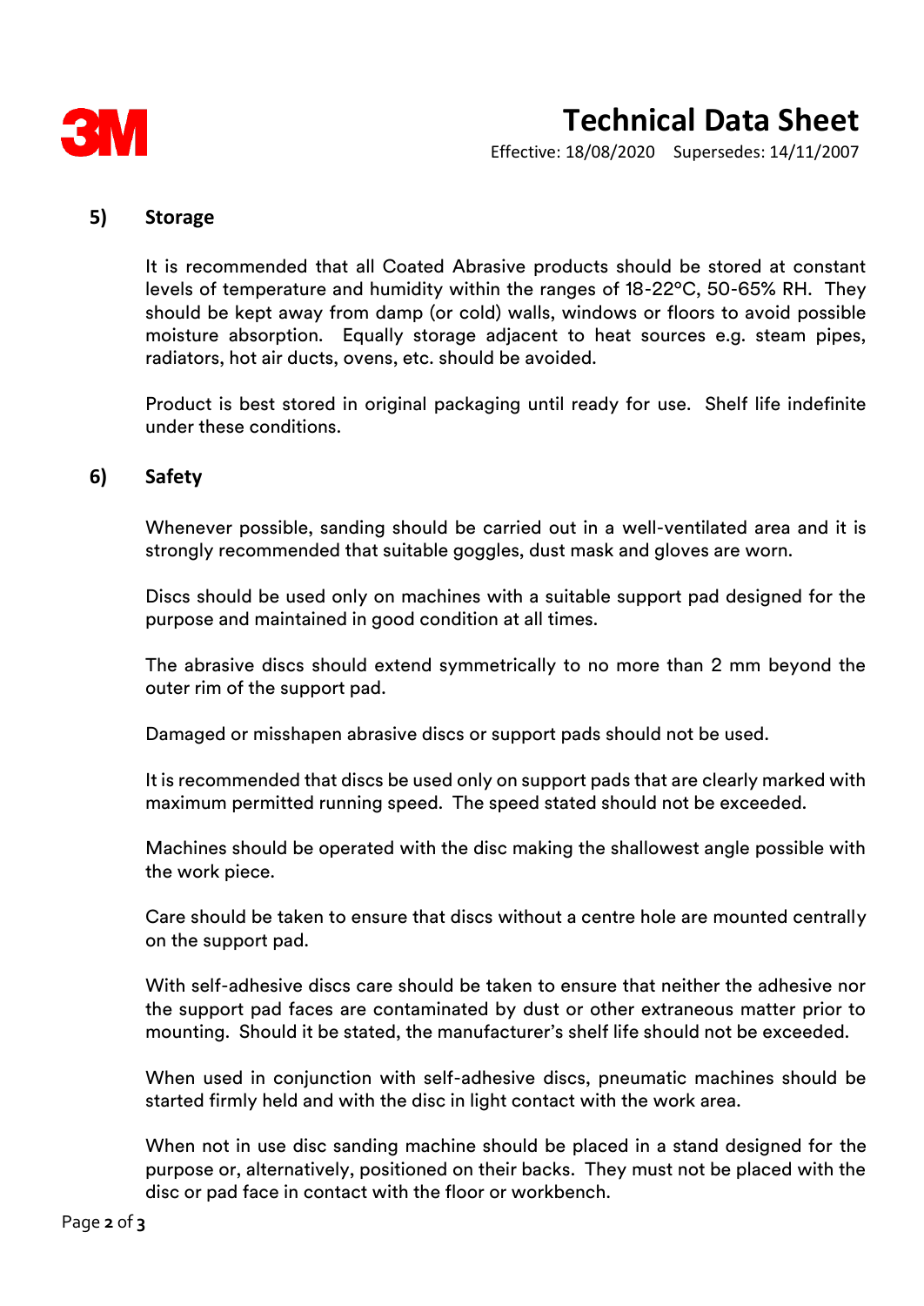## 5) Storage

It is recommended that all Coated Abrasive products should be stored at constant levels of temperature and humidity within the ranges of 18-22°C, 50-65% RH. They should be kept away from damp (or cold) walls, windows or floors to avoid possible moisture absorption. Equally storage adjacent to heat sources e.g. steam pipes, radiators, hot air ducts, ovens, etc. should be avoided.

Product is best stored in original packaging until ready for use. Shelf life indefinite under these conditions.

## 6) Safety

Whenever possible, sanding should be carried out in a well-ventilated area and it is strongly recommended that suitable goggles, dust mask and gloves are worn.

Discs should be used only on machines with a suitable support pad designed for the purpose and maintained in good condition at all times.

The abrasive discs should extend symmetrically to no more than 2 mm beyond the outer rim of the support pad.

Damaged or misshapen abrasive discs or support pads should not be used.

It is recommended that discs be used only on support pads that are clearly marked with maximum permitted running speed. The speed stated should not be exceeded.

Machines should be operated with the disc making the shallowest angle possible with the work piece.

Care should be taken to ensure that discs without a centre hole are mounted centrally on the support pad.

With self-adhesive discs care should be taken to ensure that neither the adhesive nor the support pad faces are contaminated by dust or other extraneous matter prior to mounting. Should it be stated, the manufacturer's shelf life should not be exceeded.

When used in conjunction with self-adhesive discs, pneumatic machines should be started firmly held and with the disc in light contact with the work area.

When not in use disc sanding machine should be placed in a stand designed for the purpose or, alternatively, positioned on their backs. They must not be placed with the disc or pad face in contact with the floor or workbench.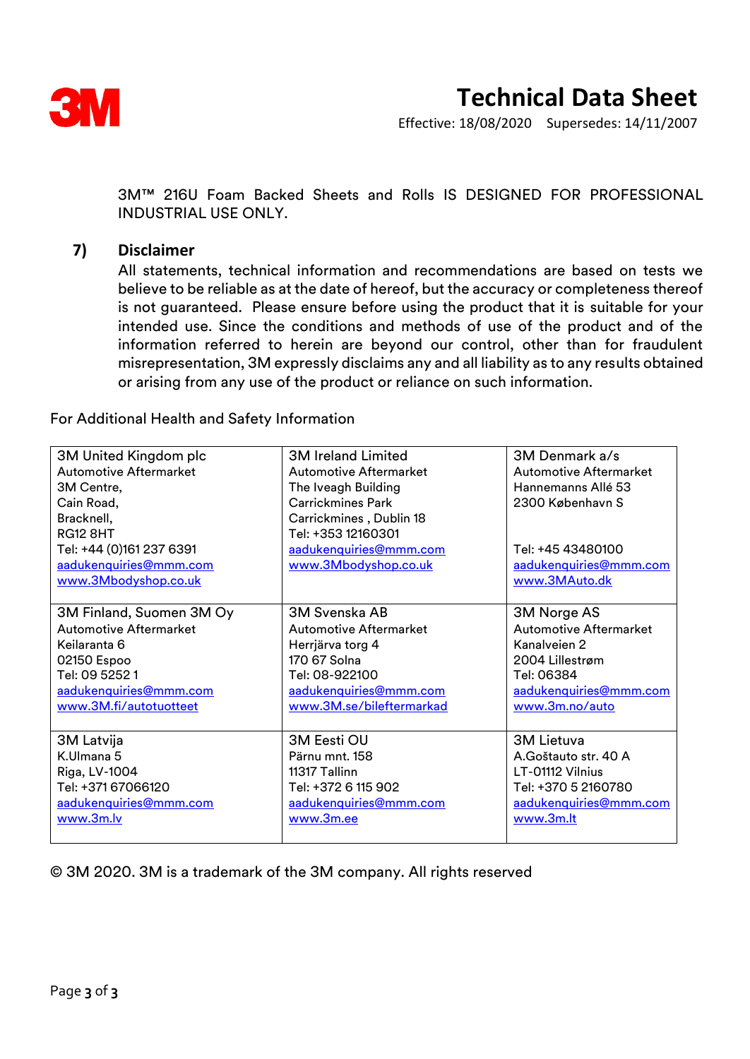3M™ 216U Foam Backed Sheets and Rolls IS DESIGNED FOR PROFESSIONAL INDUSTRIAL USE ONLY.

## 7) Disclaimer

All statements, technical information and recommendations are based on tests we believe to be reliable as at the date of hereof, but the accuracy or completeness thereof is not guaranteed. Please ensure before using the product that it is suitable for your intended use. Since the conditions and methods of use of the product and of the information referred to herein are beyond our control, other than for fraudulent misrepresentation, 3M expressly disclaims any and all liability as to any results obtained or arising from any use of the product or reliance on such information.

For Additional Health and Safety Information

| | | |
|---|---|---|
| 3M United Kingdom plc<br>Automotive Aftermarket<br>3M Centre,<br>Cain Road,<br>Bracknell,<br>RG12 8HT<br>Tel: +44 (0)161 237 6391<br>aadukenquiries@mmm.com<br>www.3Mbodyshop.co.uk | 3M Ireland Limited<br>Automotive Aftermarket<br>The Iveagh Building<br>Carrickmines Park<br>Carrickmines , Dublin 18<br>Tel: +353 12160301<br>aadukenquiries@mmm.com<br>www.3Mbodyshop.co.uk | 3M Denmark a/s<br>Automotive Aftermarket<br>Hannemanns Allé 53<br>2300 København S<br><br>Tel: +45 43480100<br>aadukenquiries@mmm.com<br>www.3MAuto.dk |
| 3M Finland, Suomen 3M Oy<br>Automotive Aftermarket<br>Keilaranta 6<br>02150 Espoo<br>Tel: 09 5252 1<br>aadukenquiries@mmm.com<br>www.3M.fi/autotuotteet | 3M Svenska AB<br>Automotive Aftermarket<br>Herrjärva torg 4<br>170 67 Solna<br>Tel: 08-922100<br>aadukenquiries@mmm.com<br>www.3M.se/bileftermarkad | 3M Norge AS<br>Automotive Aftermarket<br>Kanalveien 2<br>2004 Lillestrøm<br>Tel: 06384<br>aadukenquiries@mmm.com<br>www.3m.no/auto |
| 3M Latvija<br>K.Ulmana 5<br>Riga, LV-1004<br>Tel: +371 67066120<br>aadukenquiries@mmm.com<br>www.3m.lv | 3M Eesti OU<br>Pärnu mnt. 158<br>11317 Tallinn<br>Tel: +372 6 115 902<br>aadukenquiries@mmm.com<br>www.3m.ee | 3M Lietuva<br>A.Goštauto str. 40 A<br>LT-01112 Vilnius<br>Tel: +370 5 2160780<br>aadukenquiries@mmm.com<br>www.3m.lt |

© 3M 2020. 3M is a trademark of the 3M company. All rights reserved